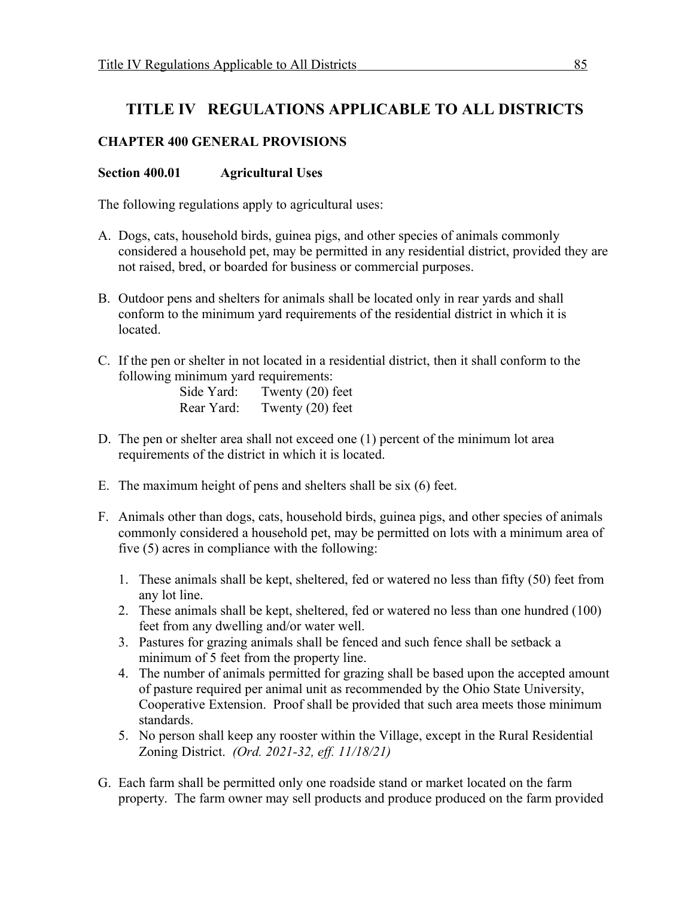# TITLE IV REGULATIONS APPLICABLE TO ALL DISTRICTS

## CHAPTER 400 GENERAL PROVISIONS

### Section 400.01 Agricultural Uses

The following regulations apply to agricultural uses:

A. Dogs, cats, household birds, guinea pigs, and other species of animals commonly considered a household pet, may be permitted in any residential district, provided they are not raised, bred, or boarded for business or commercial purposes.

B. Outdoor pens and shelters for animals shall be located only in rear yards and shall conform to the minimum yard requirements of the residential district in which it is located.

C. If the pen or shelter in not located in a residential district, then it shall conform to the following minimum yard requirements:
   Side Yard: Twenty (20) feet
   Rear Yard: Twenty (20) feet

D. The pen or shelter area shall not exceed one (1) percent of the minimum lot area requirements of the district in which it is located.

E. The maximum height of pens and shelters shall be six (6) feet.

F. Animals other than dogs, cats, household birds, guinea pigs, and other species of animals commonly considered a household pet, may be permitted on lots with a minimum area of five (5) acres in compliance with the following:

   1. These animals shall be kept, sheltered, fed or watered no less than fifty (50) feet from any lot line.
   2. These animals shall be kept, sheltered, fed or watered no less than one hundred (100) feet from any dwelling and/or water well.
   3. Pastures for grazing animals shall be fenced and such fence shall be setback a minimum of 5 feet from the property line.
   4. The number of animals permitted for grazing shall be based upon the accepted amount of pasture required per animal unit as recommended by the Ohio State University, Cooperative Extension. Proof shall be provided that such area meets those minimum standards.
   5. No person shall keep any rooster within the Village, except in the Rural Residential Zoning District. *(Ord. 2021-32, eff. 11/18/21)*

G. Each farm shall be permitted only one roadside stand or market located on the farm property. The farm owner may sell products and produce produced on the farm provided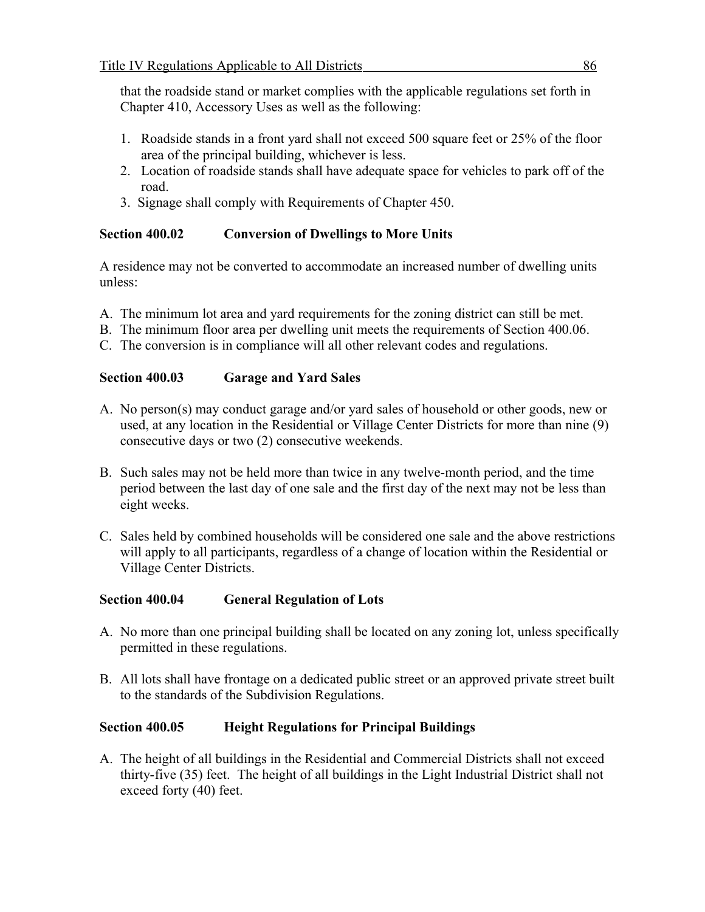that the roadside stand or market complies with the applicable regulations set forth in Chapter 410, Accessory Uses as well as the following:

1. Roadside stands in a front yard shall not exceed 500 square feet or 25% of the floor area of the principal building, whichever is less.
2. Location of roadside stands shall have adequate space for vehicles to park off of the road.
3. Signage shall comply with Requirements of Chapter 450.

**Section 400.02 Conversion of Dwellings to More Units**

A residence may not be converted to accommodate an increased number of dwelling units unless:

A. The minimum lot area and yard requirements for the zoning district can still be met.
B. The minimum floor area per dwelling unit meets the requirements of Section 400.06.
C. The conversion is in compliance will all other relevant codes and regulations.

**Section 400.03 Garage and Yard Sales**

A. No person(s) may conduct garage and/or yard sales of household or other goods, new or used, at any location in the Residential or Village Center Districts for more than nine (9) consecutive days or two (2) consecutive weekends.

B. Such sales may not be held more than twice in any twelve-month period, and the time period between the last day of one sale and the first day of the next may not be less than eight weeks.

C. Sales held by combined households will be considered one sale and the above restrictions will apply to all participants, regardless of a change of location within the Residential or Village Center Districts.

**Section 400.04 General Regulation of Lots**

A. No more than one principal building shall be located on any zoning lot, unless specifically permitted in these regulations.

B. All lots shall have frontage on a dedicated public street or an approved private street built to the standards of the Subdivision Regulations.

**Section 400.05 Height Regulations for Principal Buildings**

A. The height of all buildings in the Residential and Commercial Districts shall not exceed thirty-five (35) feet. The height of all buildings in the Light Industrial District shall not exceed forty (40) feet.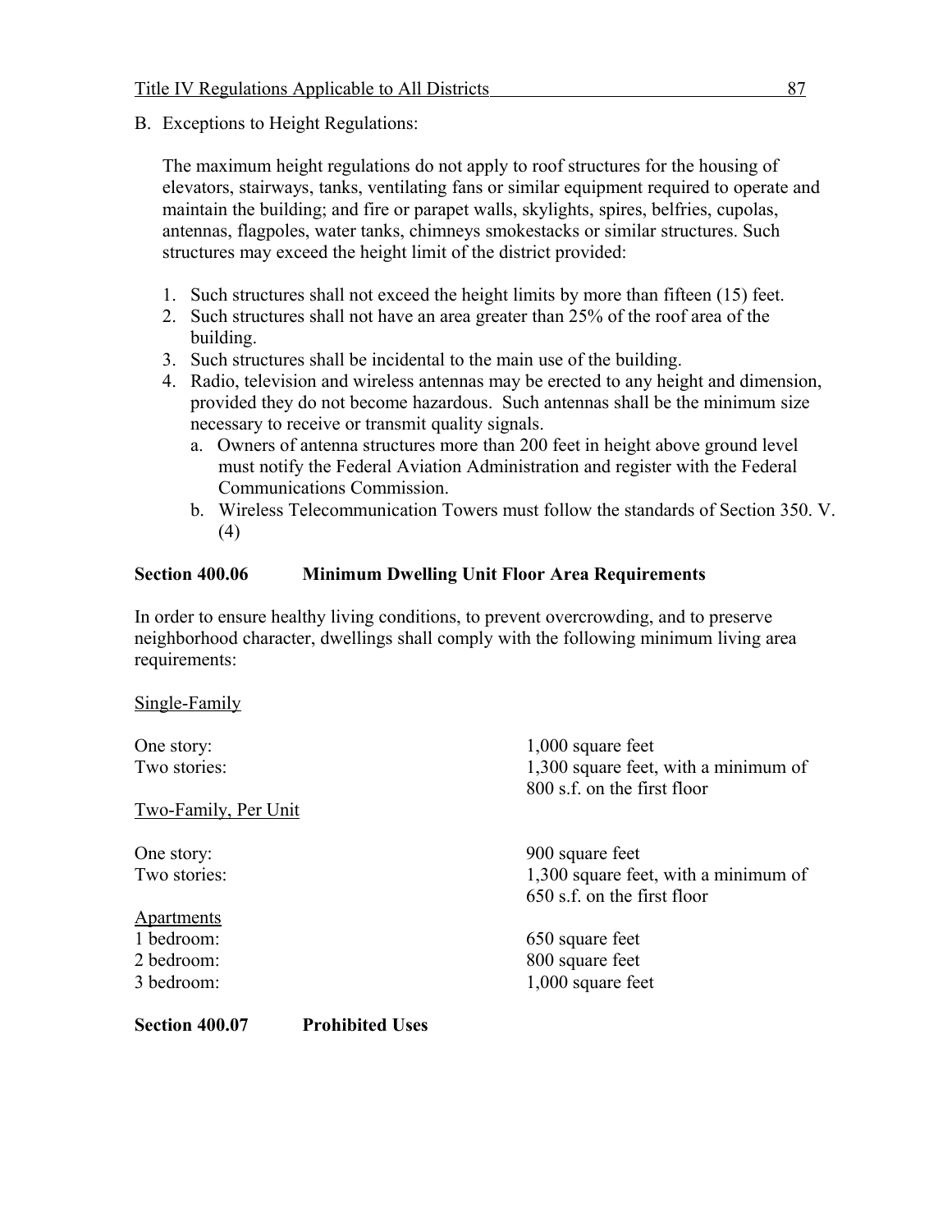B. Exceptions to Height Regulations:

The maximum height regulations do not apply to roof structures for the housing of elevators, stairways, tanks, ventilating fans or similar equipment required to operate and maintain the building; and fire or parapet walls, skylights, spires, belfries, cupolas, antennas, flagpoles, water tanks, chimneys smokestacks or similar structures. Such structures may exceed the height limit of the district provided:

1. Such structures shall not exceed the height limits by more than fifteen (15) feet.
2. Such structures shall not have an area greater than 25% of the roof area of the building.
3. Such structures shall be incidental to the main use of the building.
4. Radio, television and wireless antennas may be erected to any height and dimension, provided they do not become hazardous. Such antennas shall be the minimum size necessary to receive or transmit quality signals.
   a. Owners of antenna structures more than 200 feet in height above ground level must notify the Federal Aviation Administration and register with the Federal Communications Commission.
   b. Wireless Telecommunication Towers must follow the standards of Section 350. V. (4)

## Section 400.06 Minimum Dwelling Unit Floor Area Requirements

In order to ensure healthy living conditions, to prevent overcrowding, and to preserve neighborhood character, dwellings shall comply with the following minimum living area requirements:

| | |
|---|---|
| Single-Family | |
| One story: | 1,000 square feet |
| Two stories: | 1,300 square feet, with a minimum of 800 s.f. on the first floor |
| Two-Family, Per Unit | |
| One story: | 900 square feet |
| Two stories: | 1,300 square feet, with a minimum of 650 s.f. on the first floor |
| Apartments | |
| 1 bedroom: | 650 square feet |
| 2 bedroom: | 800 square feet |
| 3 bedroom: | 1,000 square feet |

## Section 400.07 Prohibited Uses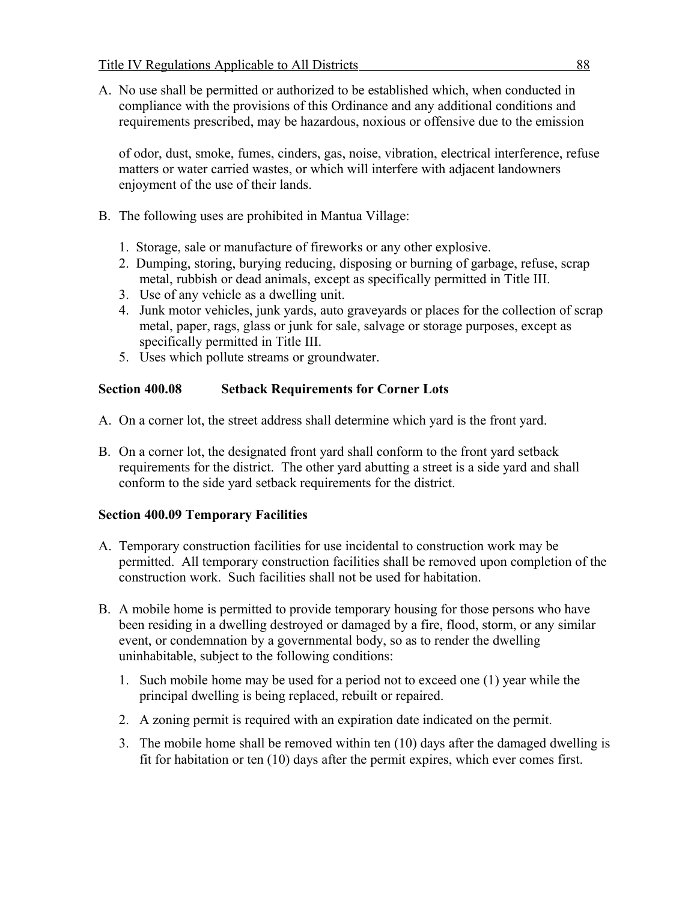A. No use shall be permitted or authorized to be established which, when conducted in compliance with the provisions of this Ordinance and any additional conditions and requirements prescribed, may be hazardous, noxious or offensive due to the emission

of odor, dust, smoke, fumes, cinders, gas, noise, vibration, electrical interference, refuse matters or water carried wastes, or which will interfere with adjacent landowners enjoyment of the use of their lands.

B. The following uses are prohibited in Mantua Village:

1. Storage, sale or manufacture of fireworks or any other explosive.
2. Dumping, storing, burying reducing, disposing or burning of garbage, refuse, scrap metal, rubbish or dead animals, except as specifically permitted in Title III.
3. Use of any vehicle as a dwelling unit.
4. Junk motor vehicles, junk yards, auto graveyards or places for the collection of scrap metal, paper, rags, glass or junk for sale, salvage or storage purposes, except as specifically permitted in Title III.
5. Uses which pollute streams or groundwater.

**Section 400.08 Setback Requirements for Corner Lots**

A. On a corner lot, the street address shall determine which yard is the front yard.

B. On a corner lot, the designated front yard shall conform to the front yard setback requirements for the district. The other yard abutting a street is a side yard and shall conform to the side yard setback requirements for the district.

**Section 400.09 Temporary Facilities**

A. Temporary construction facilities for use incidental to construction work may be permitted. All temporary construction facilities shall be removed upon completion of the construction work. Such facilities shall not be used for habitation.

B. A mobile home is permitted to provide temporary housing for those persons who have been residing in a dwelling destroyed or damaged by a fire, flood, storm, or any similar event, or condemnation by a governmental body, so as to render the dwelling uninhabitable, subject to the following conditions:

1. Such mobile home may be used for a period not to exceed one (1) year while the principal dwelling is being replaced, rebuilt or repaired.
2. A zoning permit is required with an expiration date indicated on the permit.
3. The mobile home shall be removed within ten (10) days after the damaged dwelling is fit for habitation or ten (10) days after the permit expires, which ever comes first.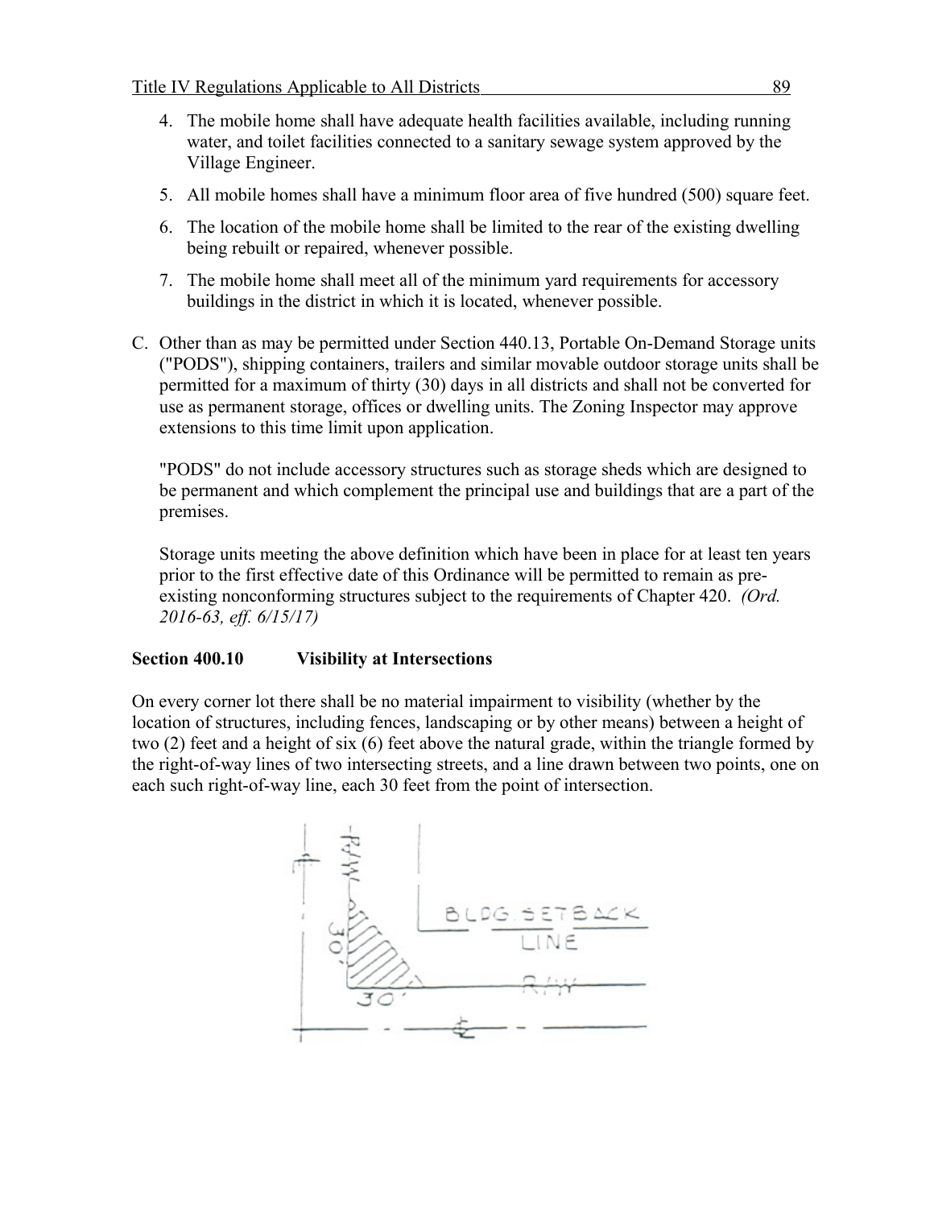4. The mobile home shall have adequate health facilities available, including running water, and toilet facilities connected to a sanitary sewage system approved by the Village Engineer.
5. All mobile homes shall have a minimum floor area of five hundred (500) square feet.
6. The location of the mobile home shall be limited to the rear of the existing dwelling being rebuilt or repaired, whenever possible.
7. The mobile home shall meet all of the minimum yard requirements for accessory buildings in the district in which it is located, whenever possible.

C. Other than as may be permitted under Section 440.13, Portable On-Demand Storage units ("PODS"), shipping containers, trailers and similar movable outdoor storage units shall be permitted for a maximum of thirty (30) days in all districts and shall not be converted for use as permanent storage, offices or dwelling units. The Zoning Inspector may approve extensions to this time limit upon application.

   "PODS" do not include accessory structures such as storage sheds which are designed to be permanent and which complement the principal use and buildings that are a part of the premises.

   Storage units meeting the above definition which have been in place for at least ten years prior to the first effective date of this Ordinance will be permitted to remain as pre-existing nonconforming structures subject to the requirements of Chapter 420. *(Ord. 2016-63, eff. 6/15/17)*

**Section 400.10 Visibility at Intersections**

On every corner lot there shall be no material impairment to visibility (whether by the location of structures, including fences, landscaping or by other means) between a height of two (2) feet and a height of six (6) feet above the natural grade, within the triangle formed by the right-of-way lines of two intersecting streets, and a line drawn between two points, one on each such right-of-way line, each 30 feet from the point of intersection.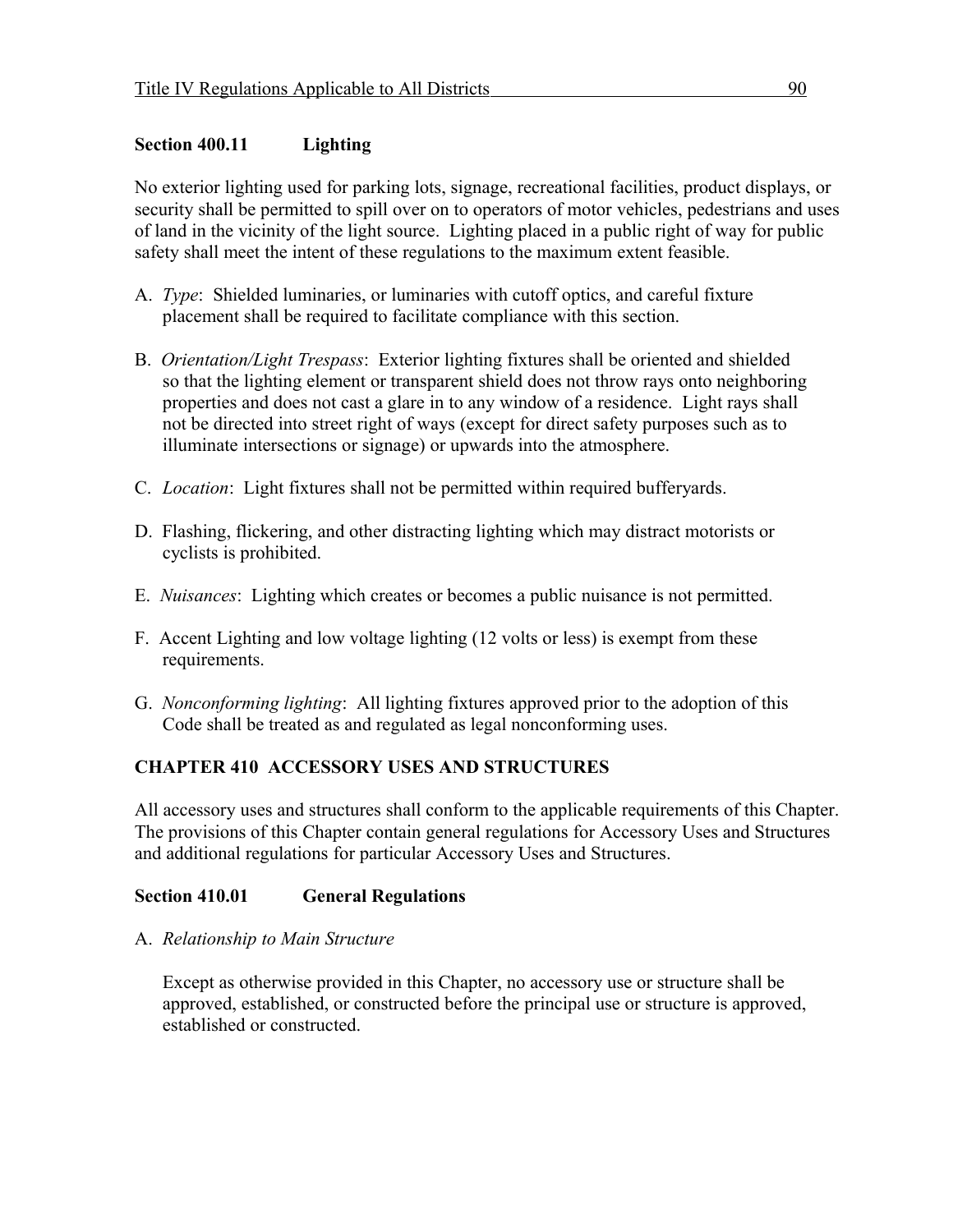### Section 400.11 Lighting

No exterior lighting used for parking lots, signage, recreational facilities, product displays, or security shall be permitted to spill over on to operators of motor vehicles, pedestrians and uses of land in the vicinity of the light source. Lighting placed in a public right of way for public safety shall meet the intent of these regulations to the maximum extent feasible.

A. *Type*: Shielded luminaries, or luminaries with cutoff optics, and careful fixture placement shall be required to facilitate compliance with this section.

B. *Orientation/Light Trespass*: Exterior lighting fixtures shall be oriented and shielded so that the lighting element or transparent shield does not throw rays onto neighboring properties and does not cast a glare in to any window of a residence. Light rays shall not be directed into street right of ways (except for direct safety purposes such as to illuminate intersections or signage) or upwards into the atmosphere.

C. *Location*: Light fixtures shall not be permitted within required bufferyards.

D. Flashing, flickering, and other distracting lighting which may distract motorists or cyclists is prohibited.

E. *Nuisances*: Lighting which creates or becomes a public nuisance is not permitted.

F. Accent Lighting and low voltage lighting (12 volts or less) is exempt from these requirements.

G. *Nonconforming lighting*: All lighting fixtures approved prior to the adoption of this Code shall be treated as and regulated as legal nonconforming uses.

## CHAPTER 410 ACCESSORY USES AND STRUCTURES

All accessory uses and structures shall conform to the applicable requirements of this Chapter. The provisions of this Chapter contain general regulations for Accessory Uses and Structures and additional regulations for particular Accessory Uses and Structures.

### Section 410.01 General Regulations

A. *Relationship to Main Structure*

Except as otherwise provided in this Chapter, no accessory use or structure shall be approved, established, or constructed before the principal use or structure is approved, established or constructed.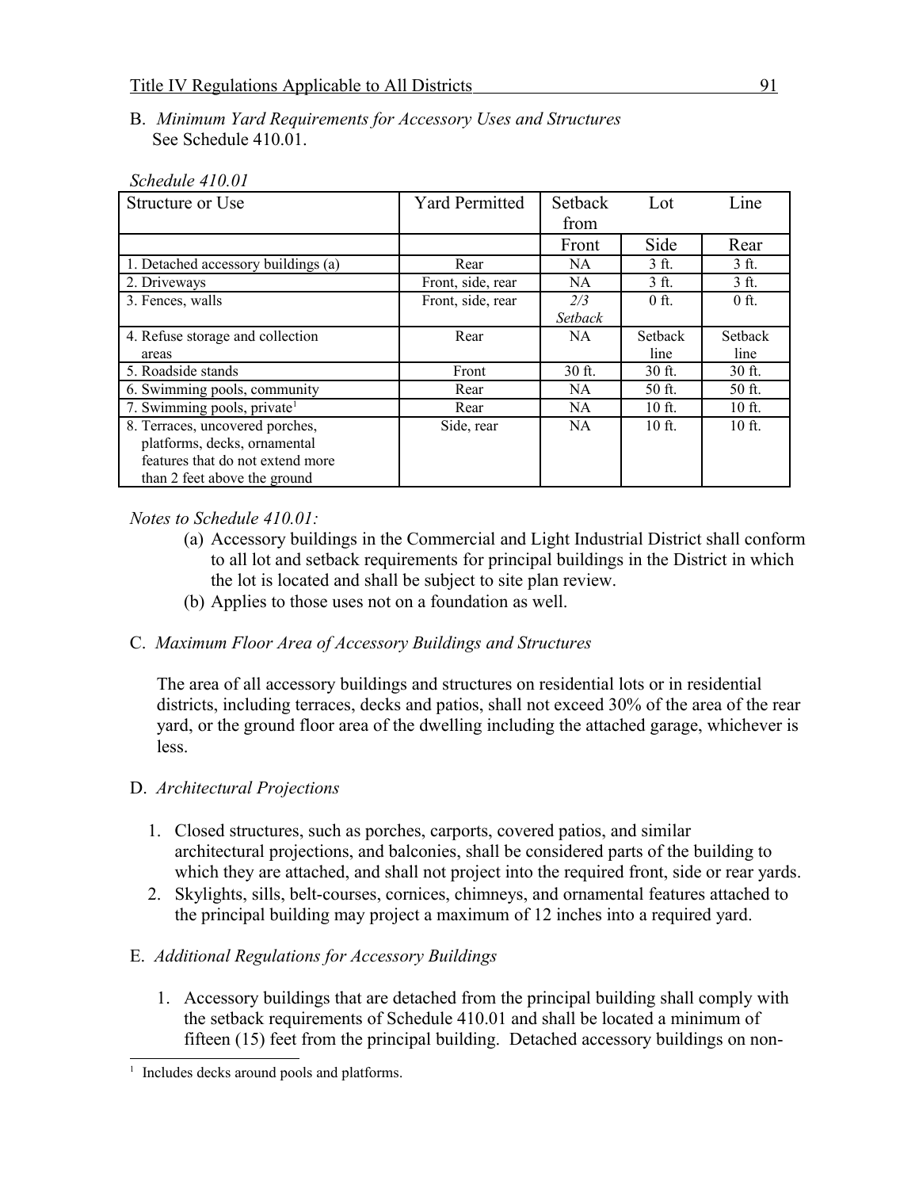B. *Minimum Yard Requirements for Accessory Uses and Structures*
See Schedule 410.01.

*Schedule 410.01*

| Structure or Use | Yard Permitted | Setback from Lot Line | | |
|---|---|---|---|---|
| | | Front | Side | Rear |
| 1. Detached accessory buildings (a) | Rear | NA | 3 ft. | 3 ft. |
| 2. Driveways | Front, side, rear | NA | 3 ft. | 3 ft. |
| 3. Fences, walls | Front, side, rear | *2/3 Setback* | 0 ft. | 0 ft. |
| 4. Refuse storage and collection areas | Rear | NA | Setback line | Setback line |
| 5. Roadside stands | Front | 30 ft. | 30 ft. | 30 ft. |
| 6. Swimming pools, community | Rear | NA | 50 ft. | 50 ft. |
| 7. Swimming pools, private[1] | Rear | NA | 10 ft. | 10 ft. |
| 8. Terraces, uncovered porches, platforms, decks, ornamental features that do not extend more than 2 feet above the ground | Side, rear | NA | 10 ft. | 10 ft. |

*Notes to Schedule 410.01:*

(a) Accessory buildings in the Commercial and Light Industrial District shall conform to all lot and setback requirements for principal buildings in the District in which the lot is located and shall be subject to site plan review.
(b) Applies to those uses not on a foundation as well.

C. *Maximum Floor Area of Accessory Buildings and Structures*

The area of all accessory buildings and structures on residential lots or in residential districts, including terraces, decks and patios, shall not exceed 30% of the area of the rear yard, or the ground floor area of the dwelling including the attached garage, whichever is less.

D. *Architectural Projections*

1. Closed structures, such as porches, carports, covered patios, and similar architectural projections, and balconies, shall be considered parts of the building to which they are attached, and shall not project into the required front, side or rear yards.
2. Skylights, sills, belt-courses, cornices, chimneys, and ornamental features attached to the principal building may project a maximum of 12 inches into a required yard.

E. *Additional Regulations for Accessory Buildings*

1. Accessory buildings that are detached from the principal building shall comply with the setback requirements of Schedule 410.01 and shall be located a minimum of fifteen (15) feet from the principal building. Detached accessory buildings on non-

[1] Includes decks around pools and platforms.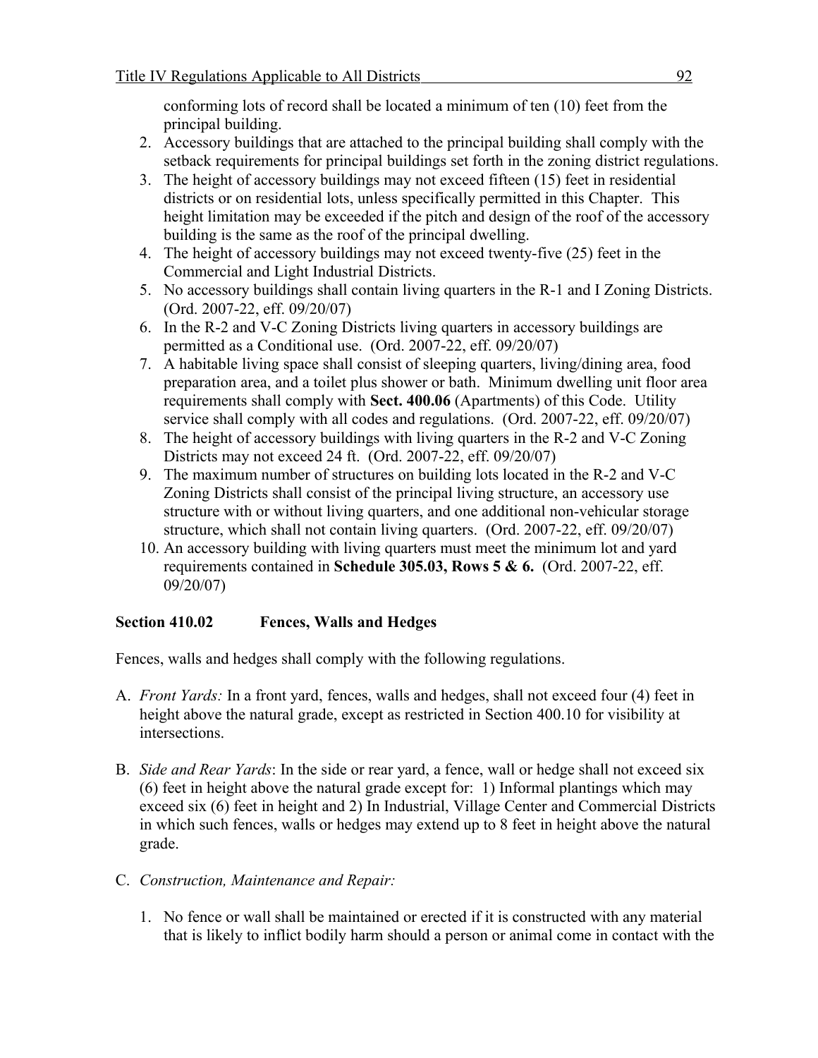conforming lots of record shall be located a minimum of ten (10) feet from the principal building.

2. Accessory buildings that are attached to the principal building shall comply with the setback requirements for principal buildings set forth in the zoning district regulations.
3. The height of accessory buildings may not exceed fifteen (15) feet in residential districts or on residential lots, unless specifically permitted in this Chapter. This height limitation may be exceeded if the pitch and design of the roof of the accessory building is the same as the roof of the principal dwelling.
4. The height of accessory buildings may not exceed twenty-five (25) feet in the Commercial and Light Industrial Districts.
5. No accessory buildings shall contain living quarters in the R-1 and I Zoning Districts. (Ord. 2007-22, eff. 09/20/07)
6. In the R-2 and V-C Zoning Districts living quarters in accessory buildings are permitted as a Conditional use. (Ord. 2007-22, eff. 09/20/07)
7. A habitable living space shall consist of sleeping quarters, living/dining area, food preparation area, and a toilet plus shower or bath. Minimum dwelling unit floor area requirements shall comply with **Sect. 400.06** (Apartments) of this Code. Utility service shall comply with all codes and regulations. (Ord. 2007-22, eff. 09/20/07)
8. The height of accessory buildings with living quarters in the R-2 and V-C Zoning Districts may not exceed 24 ft. (Ord. 2007-22, eff. 09/20/07)
9. The maximum number of structures on building lots located in the R-2 and V-C Zoning Districts shall consist of the principal living structure, an accessory use structure with or without living quarters, and one additional non-vehicular storage structure, which shall not contain living quarters. (Ord. 2007-22, eff. 09/20/07)
10. An accessory building with living quarters must meet the minimum lot and yard requirements contained in **Schedule 305.03, Rows 5 & 6.** (Ord. 2007-22, eff. 09/20/07)

### Section 410.02 Fences, Walls and Hedges

Fences, walls and hedges shall comply with the following regulations.

A. *Front Yards:* In a front yard, fences, walls and hedges, shall not exceed four (4) feet in height above the natural grade, except as restricted in Section 400.10 for visibility at intersections.

B. *Side and Rear Yards*: In the side or rear yard, a fence, wall or hedge shall not exceed six (6) feet in height above the natural grade except for: 1) Informal plantings which may exceed six (6) feet in height and 2) In Industrial, Village Center and Commercial Districts in which such fences, walls or hedges may extend up to 8 feet in height above the natural grade.

C. *Construction, Maintenance and Repair:*

1. No fence or wall shall be maintained or erected if it is constructed with any material that is likely to inflict bodily harm should a person or animal come in contact with the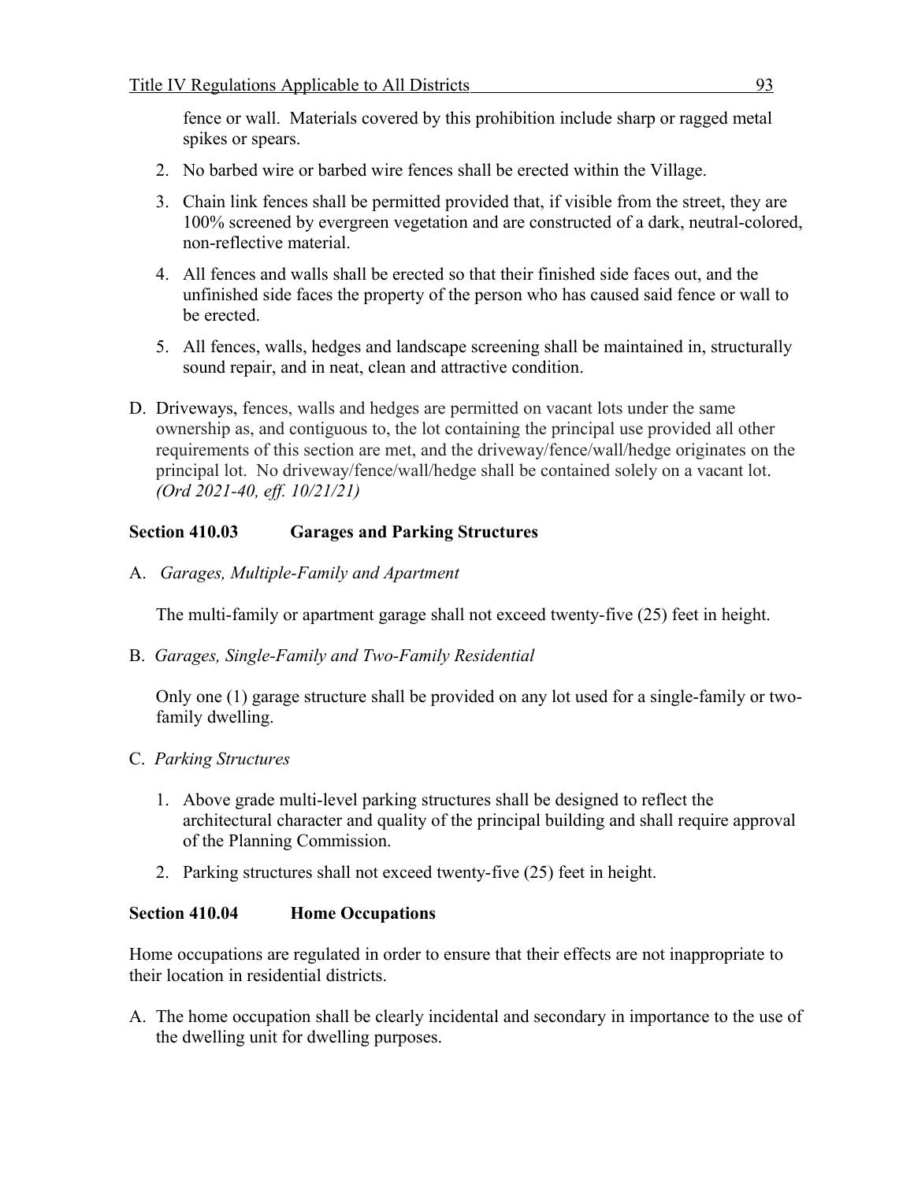fence or wall. Materials covered by this prohibition include sharp or ragged metal spikes or spears.

2. No barbed wire or barbed wire fences shall be erected within the Village.

3. Chain link fences shall be permitted provided that, if visible from the street, they are 100% screened by evergreen vegetation and are constructed of a dark, neutral-colored, non-reflective material.

4. All fences and walls shall be erected so that their finished side faces out, and the unfinished side faces the property of the person who has caused said fence or wall to be erected.

5. All fences, walls, hedges and landscape screening shall be maintained in, structurally sound repair, and in neat, clean and attractive condition.

D. Driveways, fences, walls and hedges are permitted on vacant lots under the same ownership as, and contiguous to, the lot containing the principal use provided all other requirements of this section are met, and the driveway/fence/wall/hedge originates on the principal lot. No driveway/fence/wall/hedge shall be contained solely on a vacant lot. *(Ord 2021-40, eff. 10/21/21)*

### Section 410.03 Garages and Parking Structures

A. *Garages, Multiple-Family and Apartment*

The multi-family or apartment garage shall not exceed twenty-five (25) feet in height.

B. *Garages, Single-Family and Two-Family Residential*

Only one (1) garage structure shall be provided on any lot used for a single-family or two-family dwelling.

C. *Parking Structures*

1. Above grade multi-level parking structures shall be designed to reflect the architectural character and quality of the principal building and shall require approval of the Planning Commission.

2. Parking structures shall not exceed twenty-five (25) feet in height.

### Section 410.04 Home Occupations

Home occupations are regulated in order to ensure that their effects are not inappropriate to their location in residential districts.

A. The home occupation shall be clearly incidental and secondary in importance to the use of the dwelling unit for dwelling purposes.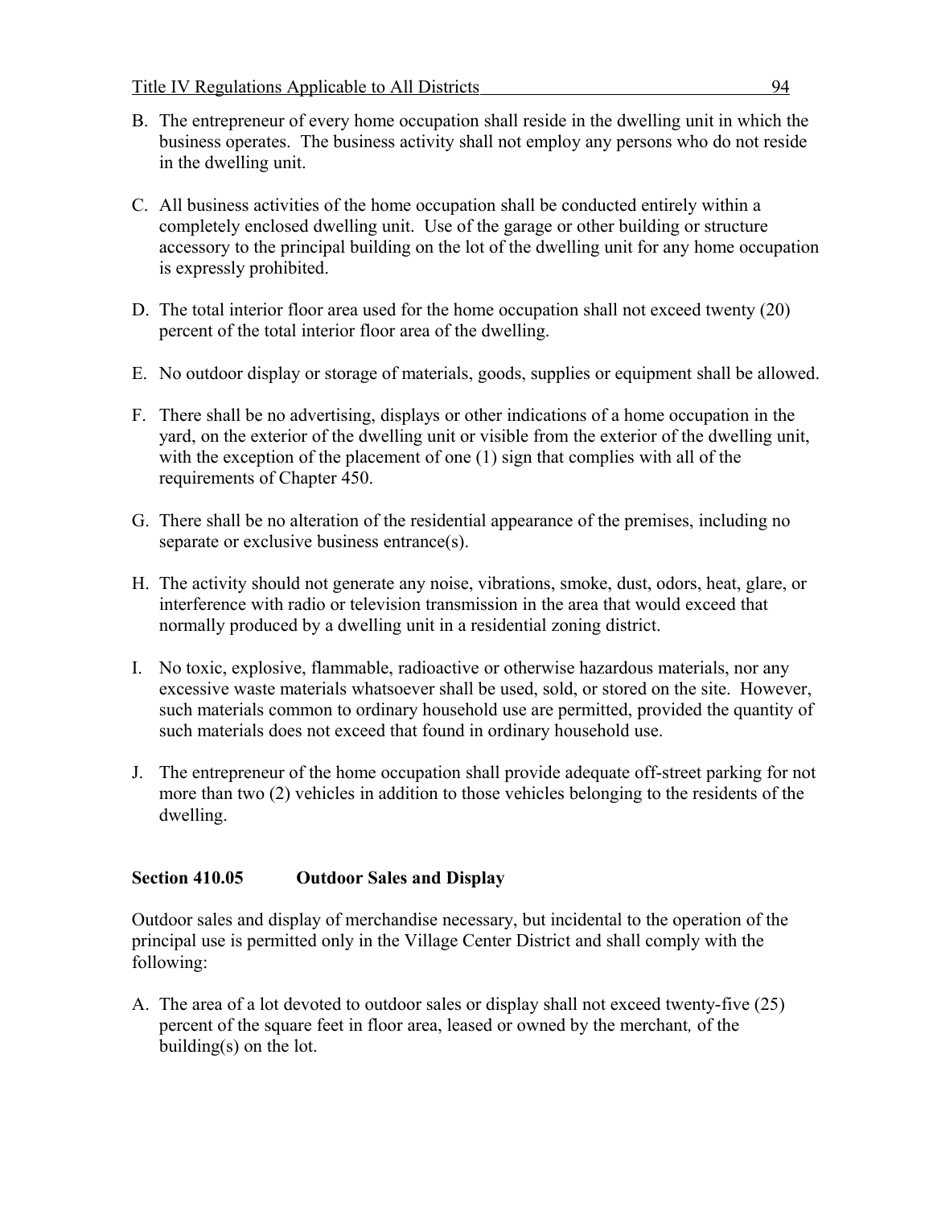B. The entrepreneur of every home occupation shall reside in the dwelling unit in which the business operates. The business activity shall not employ any persons who do not reside in the dwelling unit.

C. All business activities of the home occupation shall be conducted entirely within a completely enclosed dwelling unit. Use of the garage or other building or structure accessory to the principal building on the lot of the dwelling unit for any home occupation is expressly prohibited.

D. The total interior floor area used for the home occupation shall not exceed twenty (20) percent of the total interior floor area of the dwelling.

E. No outdoor display or storage of materials, goods, supplies or equipment shall be allowed.

F. There shall be no advertising, displays or other indications of a home occupation in the yard, on the exterior of the dwelling unit or visible from the exterior of the dwelling unit, with the exception of the placement of one (1) sign that complies with all of the requirements of Chapter 450.

G. There shall be no alteration of the residential appearance of the premises, including no separate or exclusive business entrance(s).

H. The activity should not generate any noise, vibrations, smoke, dust, odors, heat, glare, or interference with radio or television transmission in the area that would exceed that normally produced by a dwelling unit in a residential zoning district.

I. No toxic, explosive, flammable, radioactive or otherwise hazardous materials, nor any excessive waste materials whatsoever shall be used, sold, or stored on the site. However, such materials common to ordinary household use are permitted, provided the quantity of such materials does not exceed that found in ordinary household use.

J. The entrepreneur of the home occupation shall provide adequate off-street parking for not more than two (2) vehicles in addition to those vehicles belonging to the residents of the dwelling.

### Section 410.05 Outdoor Sales and Display

Outdoor sales and display of merchandise necessary, but incidental to the operation of the principal use is permitted only in the Village Center District and shall comply with the following:

A. The area of a lot devoted to outdoor sales or display shall not exceed twenty-five (25) percent of the square feet in floor area, leased or owned by the merchant*,* of the building(s) on the lot.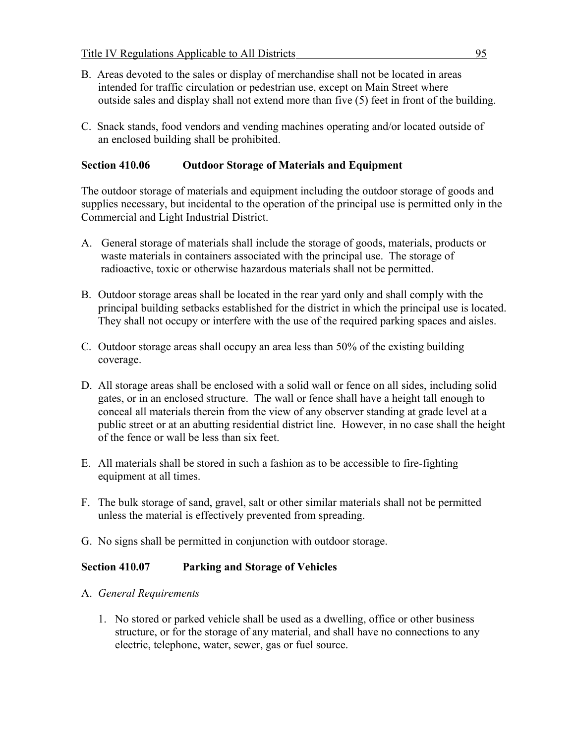B. Areas devoted to the sales or display of merchandise shall not be located in areas intended for traffic circulation or pedestrian use, except on Main Street where outside sales and display shall not extend more than five (5) feet in front of the building.

C. Snack stands, food vendors and vending machines operating and/or located outside of an enclosed building shall be prohibited.

### Section 410.06 Outdoor Storage of Materials and Equipment

The outdoor storage of materials and equipment including the outdoor storage of goods and supplies necessary, but incidental to the operation of the principal use is permitted only in the Commercial and Light Industrial District.

A. General storage of materials shall include the storage of goods, materials, products or waste materials in containers associated with the principal use. The storage of radioactive, toxic or otherwise hazardous materials shall not be permitted.

B. Outdoor storage areas shall be located in the rear yard only and shall comply with the principal building setbacks established for the district in which the principal use is located. They shall not occupy or interfere with the use of the required parking spaces and aisles.

C. Outdoor storage areas shall occupy an area less than 50% of the existing building coverage.

D. All storage areas shall be enclosed with a solid wall or fence on all sides, including solid gates, or in an enclosed structure. The wall or fence shall have a height tall enough to conceal all materials therein from the view of any observer standing at grade level at a public street or at an abutting residential district line. However, in no case shall the height of the fence or wall be less than six feet.

E. All materials shall be stored in such a fashion as to be accessible to fire-fighting equipment at all times.

F. The bulk storage of sand, gravel, salt or other similar materials shall not be permitted unless the material is effectively prevented from spreading.

G. No signs shall be permitted in conjunction with outdoor storage.

### Section 410.07 Parking and Storage of Vehicles

A. *General Requirements*

1. No stored or parked vehicle shall be used as a dwelling, office or other business structure, or for the storage of any material, and shall have no connections to any electric, telephone, water, sewer, gas or fuel source.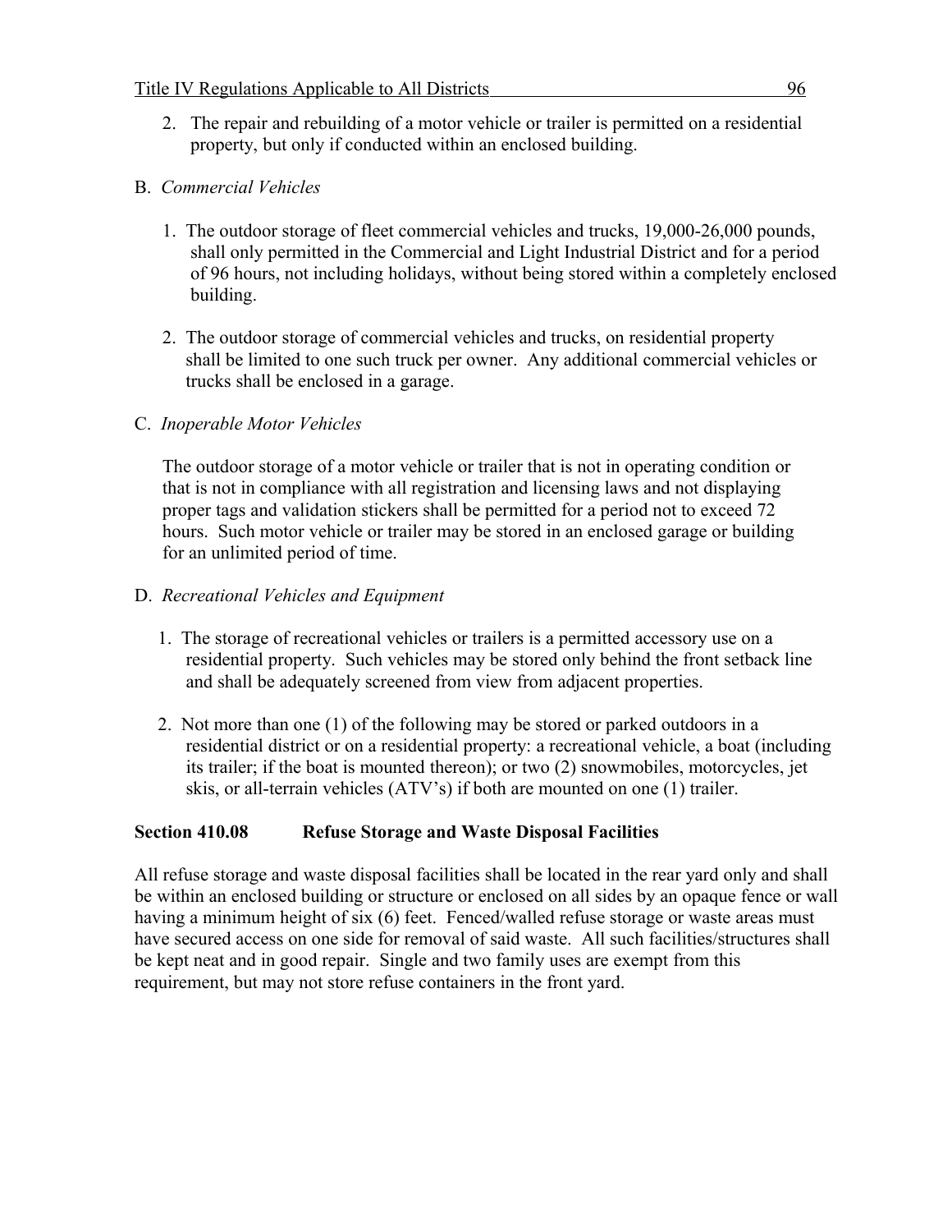2. The repair and rebuilding of a motor vehicle or trailer is permitted on a residential property, but only if conducted within an enclosed building.

B. *Commercial Vehicles*

1. The outdoor storage of fleet commercial vehicles and trucks, 19,000-26,000 pounds, shall only permitted in the Commercial and Light Industrial District and for a period of 96 hours, not including holidays, without being stored within a completely enclosed building.

2. The outdoor storage of commercial vehicles and trucks, on residential property shall be limited to one such truck per owner. Any additional commercial vehicles or trucks shall be enclosed in a garage.

C. *Inoperable Motor Vehicles*

The outdoor storage of a motor vehicle or trailer that is not in operating condition or that is not in compliance with all registration and licensing laws and not displaying proper tags and validation stickers shall be permitted for a period not to exceed 72 hours. Such motor vehicle or trailer may be stored in an enclosed garage or building for an unlimited period of time.

D. *Recreational Vehicles and Equipment*

1. The storage of recreational vehicles or trailers is a permitted accessory use on a residential property. Such vehicles may be stored only behind the front setback line and shall be adequately screened from view from adjacent properties.

2. Not more than one (1) of the following may be stored or parked outdoors in a residential district or on a residential property: a recreational vehicle, a boat (including its trailer; if the boat is mounted thereon); or two (2) snowmobiles, motorcycles, jet skis, or all-terrain vehicles (ATV's) if both are mounted on one (1) trailer.

### Section 410.08 Refuse Storage and Waste Disposal Facilities

All refuse storage and waste disposal facilities shall be located in the rear yard only and shall be within an enclosed building or structure or enclosed on all sides by an opaque fence or wall having a minimum height of six (6) feet. Fenced/walled refuse storage or waste areas must have secured access on one side for removal of said waste. All such facilities/structures shall be kept neat and in good repair. Single and two family uses are exempt from this requirement, but may not store refuse containers in the front yard.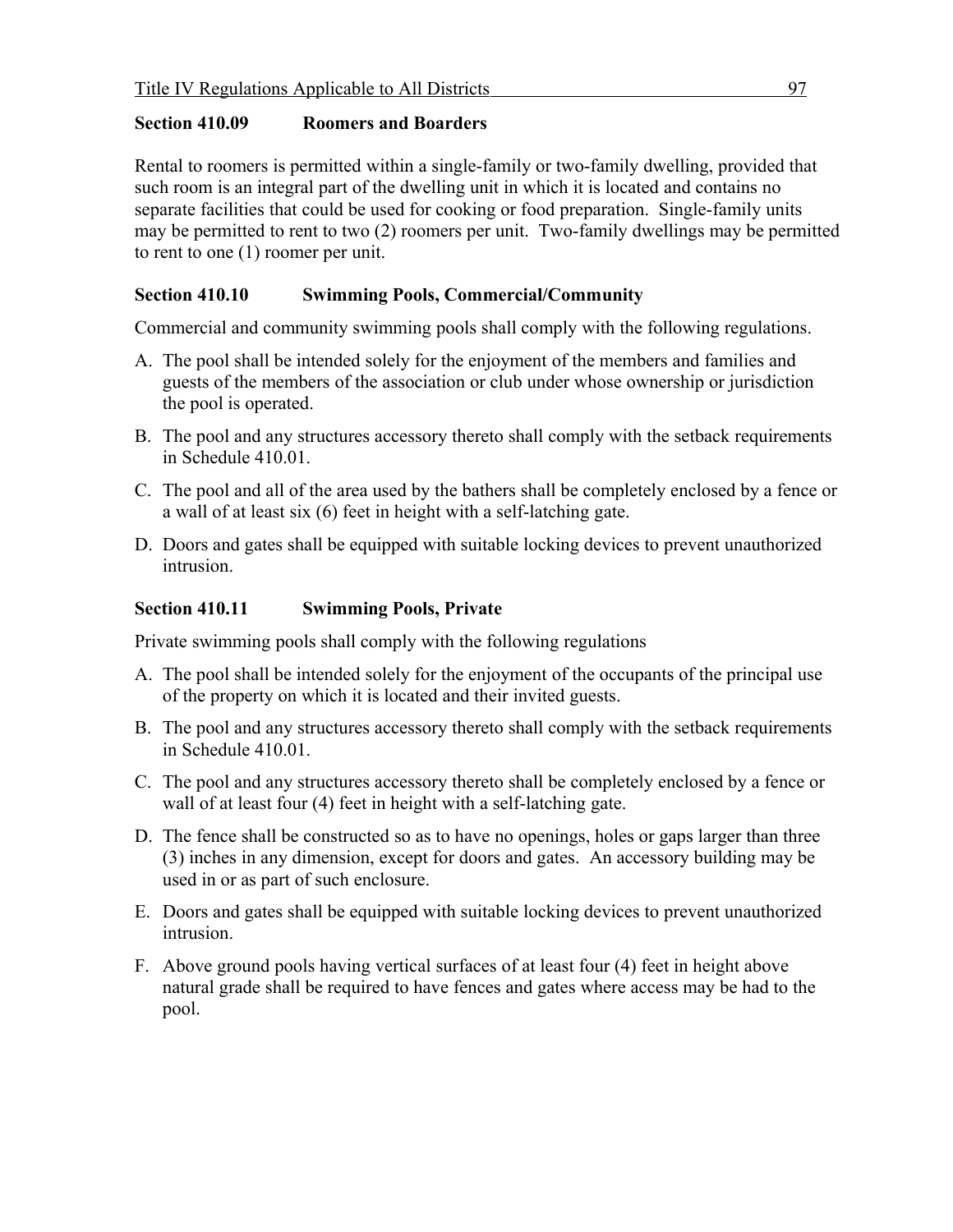### Section 410.09 Roomers and Boarders

Rental to roomers is permitted within a single-family or two-family dwelling, provided that such room is an integral part of the dwelling unit in which it is located and contains no separate facilities that could be used for cooking or food preparation. Single-family units may be permitted to rent to two (2) roomers per unit. Two-family dwellings may be permitted to rent to one (1) roomer per unit.

### Section 410.10 Swimming Pools, Commercial/Community

Commercial and community swimming pools shall comply with the following regulations.

A. The pool shall be intended solely for the enjoyment of the members and families and guests of the members of the association or club under whose ownership or jurisdiction the pool is operated.

B. The pool and any structures accessory thereto shall comply with the setback requirements in Schedule 410.01.

C. The pool and all of the area used by the bathers shall be completely enclosed by a fence or a wall of at least six (6) feet in height with a self-latching gate.

D. Doors and gates shall be equipped with suitable locking devices to prevent unauthorized intrusion.

### Section 410.11 Swimming Pools, Private

Private swimming pools shall comply with the following regulations

A. The pool shall be intended solely for the enjoyment of the occupants of the principal use of the property on which it is located and their invited guests.

B. The pool and any structures accessory thereto shall comply with the setback requirements in Schedule 410.01.

C. The pool and any structures accessory thereto shall be completely enclosed by a fence or wall of at least four (4) feet in height with a self-latching gate.

D. The fence shall be constructed so as to have no openings, holes or gaps larger than three (3) inches in any dimension, except for doors and gates. An accessory building may be used in or as part of such enclosure.

E. Doors and gates shall be equipped with suitable locking devices to prevent unauthorized intrusion.

F. Above ground pools having vertical surfaces of at least four (4) feet in height above natural grade shall be required to have fences and gates where access may be had to the pool.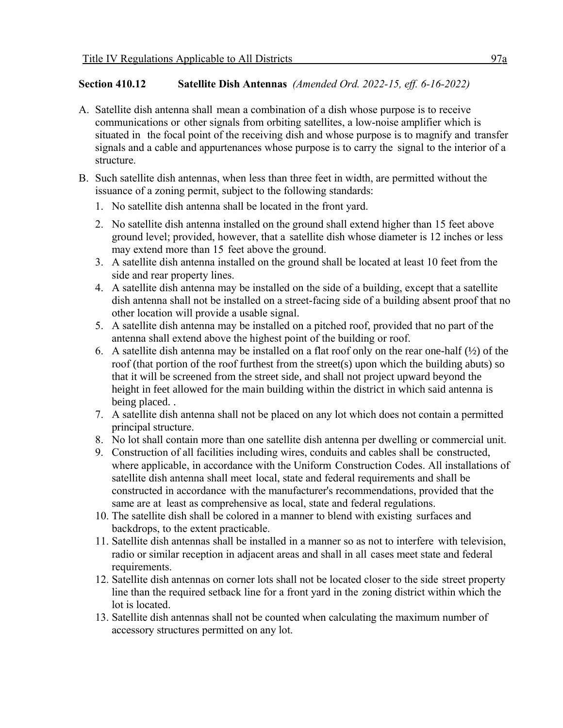**Section 410.12 Satellite Dish Antennas** *(Amended Ord. 2022-15, eff. 6-16-2022)*

A. Satellite dish antenna shall mean a combination of a dish whose purpose is to receive communications or other signals from orbiting satellites, a low-noise amplifier which is situated in the focal point of the receiving dish and whose purpose is to magnify and transfer signals and a cable and appurtenances whose purpose is to carry the signal to the interior of a structure.

B. Such satellite dish antennas, when less than three feet in width, are permitted without the issuance of a zoning permit, subject to the following standards:

1. No satellite dish antenna shall be located in the front yard.
2. No satellite dish antenna installed on the ground shall extend higher than 15 feet above ground level; provided, however, that a satellite dish whose diameter is 12 inches or less may extend more than 15 feet above the ground.
3. A satellite dish antenna installed on the ground shall be located at least 10 feet from the side and rear property lines.
4. A satellite dish antenna may be installed on the side of a building, except that a satellite dish antenna shall not be installed on a street-facing side of a building absent proof that no other location will provide a usable signal.
5. A satellite dish antenna may be installed on a pitched roof, provided that no part of the antenna shall extend above the highest point of the building or roof.
6. A satellite dish antenna may be installed on a flat roof only on the rear one-half (½) of the roof (that portion of the roof furthest from the street(s) upon which the building abuts) so that it will be screened from the street side, and shall not project upward beyond the height in feet allowed for the main building within the district in which said antenna is being placed. .
7. A satellite dish antenna shall not be placed on any lot which does not contain a permitted principal structure.
8. No lot shall contain more than one satellite dish antenna per dwelling or commercial unit.
9. Construction of all facilities including wires, conduits and cables shall be constructed, where applicable, in accordance with the Uniform Construction Codes. All installations of satellite dish antenna shall meet local, state and federal requirements and shall be constructed in accordance with the manufacturer's recommendations, provided that the same are at least as comprehensive as local, state and federal regulations.
10. The satellite dish shall be colored in a manner to blend with existing surfaces and backdrops, to the extent practicable.
11. Satellite dish antennas shall be installed in a manner so as not to interfere with television, radio or similar reception in adjacent areas and shall in all cases meet state and federal requirements.
12. Satellite dish antennas on corner lots shall not be located closer to the side street property line than the required setback line for a front yard in the zoning district within which the lot is located.
13. Satellite dish antennas shall not be counted when calculating the maximum number of accessory structures permitted on any lot.